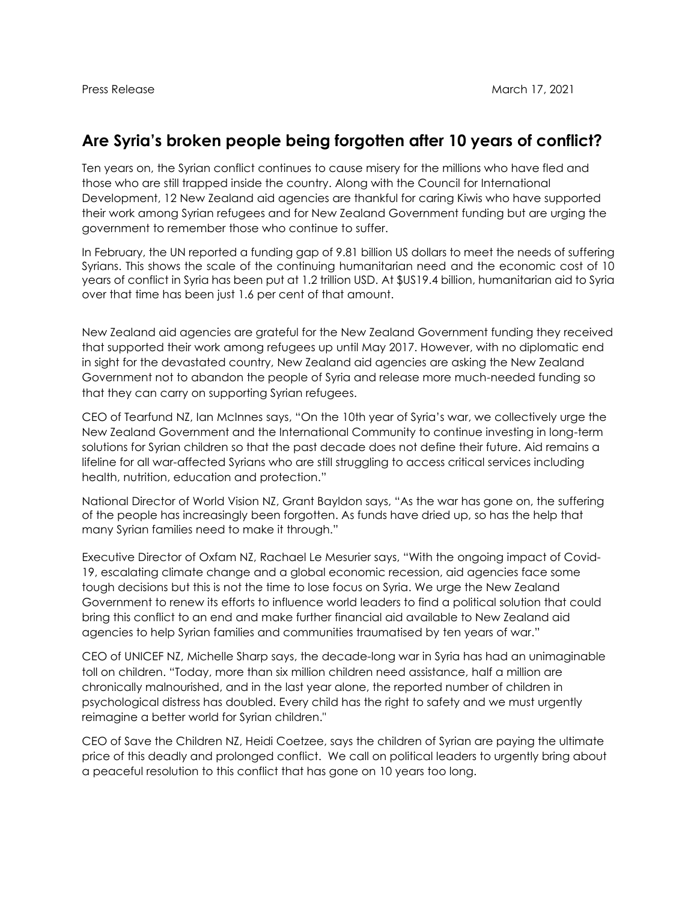Press Release March 17, 2021

# Are Syria's broken people being forgotten after 10 years of conflict?

Ten years on, the Syrian conflict continues to cause misery for the millions who have fled and those who are still trapped inside the country. Along with the Council for International Development, 12 New Zealand aid agencies are thankful for caring Kiwis who have supported their work among Syrian refugees and for New Zealand Government funding but are urging the government to remember those who continue to suffer.

In February, the UN reported a funding gap of 9.81 billion US dollars to meet the needs of suffering Syrians. This shows the scale of the continuing humanitarian need and the economic cost of 10 years of conflict in Syria has been put at 1.2 trillion USD. At $US19.4 billion, humanitarian aid to Syria over that time has been just 1.6 per cent of that amount.

New Zealand aid agencies are grateful for the New Zealand Government funding they received that supported their work among refugees up until May 2017. However, with no diplomatic end in sight for the devastated country, New Zealand aid agencies are asking the New Zealand Government not to abandon the people of Syria and release more much-needed funding so that they can carry on supporting Syrian refugees.

CEO of Tearfund NZ, Ian McInnes says, "On the 10th year of Syria's war, we collectively urge the New Zealand Government and the International Community to continue investing in long-term solutions for Syrian children so that the past decade does not define their future. Aid remains a lifeline for all war-affected Syrians who are still struggling to access critical services including health, nutrition, education and protection."

National Director of World Vision NZ, Grant Bayldon says, "As the war has gone on, the suffering of the people has increasingly been forgotten. As funds have dried up, so has the help that many Syrian families need to make it through."

Executive Director of Oxfam NZ, Rachael Le Mesurier says, "With the ongoing impact of Covid-19, escalating climate change and a global economic recession, aid agencies face some tough decisions but this is not the time to lose focus on Syria. We urge the New Zealand Government to renew its efforts to influence world leaders to find a political solution that could bring this conflict to an end and make further financial aid available to New Zealand aid agencies to help Syrian families and communities traumatised by ten years of war."

CEO of UNICEF NZ, Michelle Sharp says, the decade-long war in Syria has had an unimaginable toll on children. "Today, more than six million children need assistance, half a million are chronically malnourished, and in the last year alone, the reported number of children in psychological distress has doubled. Every child has the right to safety and we must urgently reimagine a better world for Syrian children."

CEO of Save the Children NZ, Heidi Coetzee, says the children of Syrian are paying the ultimate price of this deadly and prolonged conflict. We call on political leaders to urgently bring about a peaceful resolution to this conflict that has gone on 10 years too long.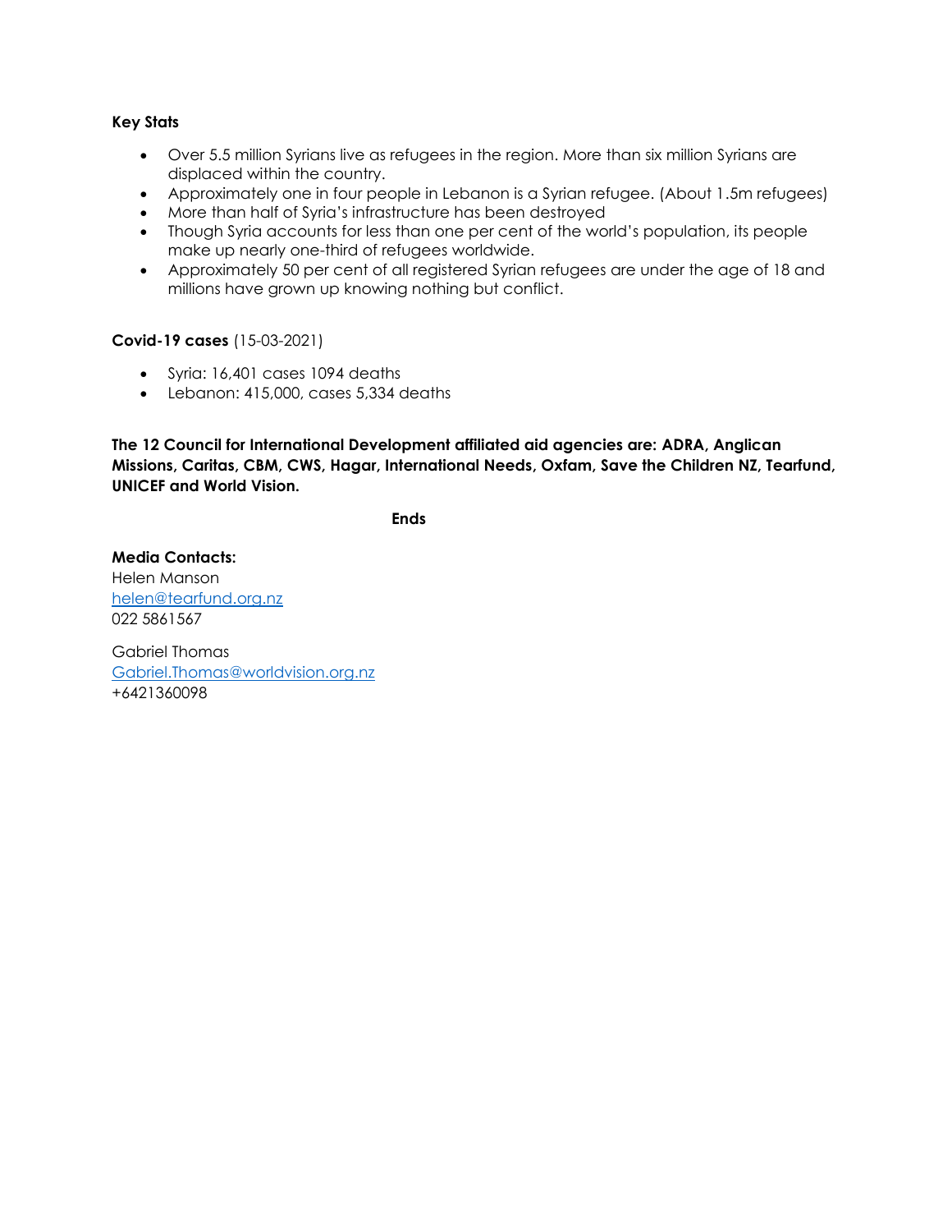**Key Stats**

- Over 5.5 million Syrians live as refugees in the region. More than six million Syrians are displaced within the country.
- Approximately one in four people in Lebanon is a Syrian refugee. (About 1.5m refugees)
- More than half of Syria's infrastructure has been destroyed
- Though Syria accounts for less than one per cent of the world's population, its people make up nearly one-third of refugees worldwide.
- Approximately 50 per cent of all registered Syrian refugees are under the age of 18 and millions have grown up knowing nothing but conflict.

**Covid-19 cases** (15-03-2021)

- Syria: 16,401 cases 1094 deaths
- Lebanon: 415,000, cases 5,334 deaths

**The 12 Council for International Development affiliated aid agencies are: ADRA, Anglican Missions, Caritas, CBM, CWS, Hagar, International Needs, Oxfam, Save the Children NZ, Tearfund, UNICEF and World Vision.**

**Ends**

**Media Contacts:**
Helen Manson
helen@tearfund.org.nz
022 5861567

Gabriel Thomas
Gabriel.Thomas@worldvision.org.nz
+6421360098